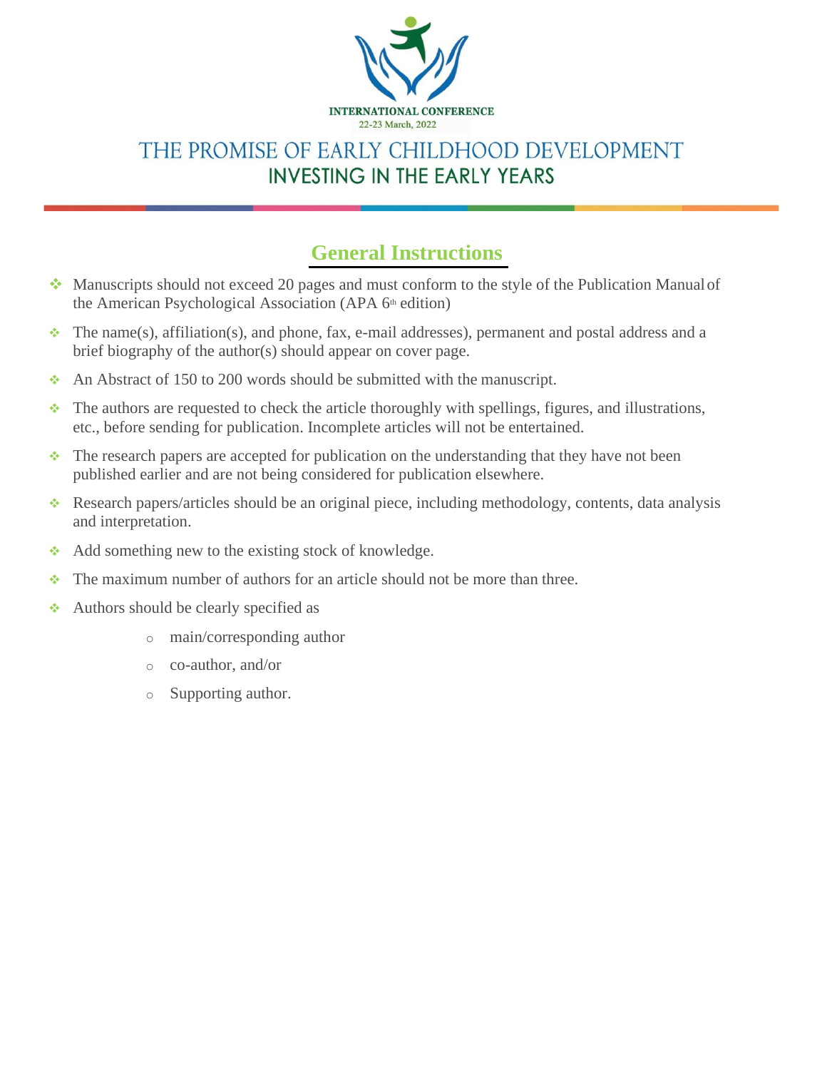INTERNATIONAL CONFERENCE

22-23 March, 2022

# THE PROMISE OF EARLY CHILDHOOD DEVELOPMENT

## INVESTING IN THE EARLY YEARS

## General Instructions

- Manuscripts should not exceed 20 pages and must conform to the style of the Publication Manual of the American Psychological Association (APA 6th edition)
- The name(s), affiliation(s), and phone, fax, e-mail addresses), permanent and postal address and a brief biography of the author(s) should appear on cover page.
- An Abstract of 150 to 200 words should be submitted with the manuscript.
- The authors are requested to check the article thoroughly with spellings, figures, and illustrations, etc., before sending for publication. Incomplete articles will not be entertained.
- The research papers are accepted for publication on the understanding that they have not been published earlier and are not being considered for publication elsewhere.
- Research papers/articles should be an original piece, including methodology, contents, data analysis and interpretation.
- Add something new to the existing stock of knowledge.
- The maximum number of authors for an article should not be more than three.
- Authors should be clearly specified as
    - main/corresponding author
    - co-author, and/or
    - Supporting author.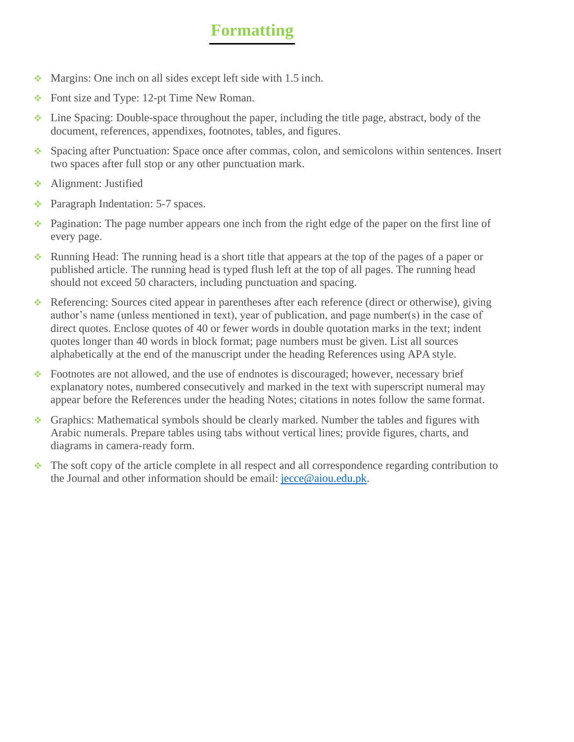# Formatting

- Margins: One inch on all sides except left side with 1.5 inch.
- Font size and Type: 12-pt Time New Roman.
- Line Spacing: Double-space throughout the paper, including the title page, abstract, body of the document, references, appendixes, footnotes, tables, and figures.
- Spacing after Punctuation: Space once after commas, colon, and semicolons within sentences. Insert two spaces after full stop or any other punctuation mark.
- Alignment: Justified
- Paragraph Indentation: 5-7 spaces.
- Pagination: The page number appears one inch from the right edge of the paper on the first line of every page.
- Running Head: The running head is a short title that appears at the top of the pages of a paper or published article. The running head is typed flush left at the top of all pages. The running head should not exceed 50 characters, including punctuation and spacing.
- Referencing: Sources cited appear in parentheses after each reference (direct or otherwise), giving author's name (unless mentioned in text), year of publication, and page number(s) in the case of direct quotes. Enclose quotes of 40 or fewer words in double quotation marks in the text; indent quotes longer than 40 words in block format; page numbers must be given. List all sources alphabetically at the end of the manuscript under the heading References using APA style.
- Footnotes are not allowed, and the use of endnotes is discouraged; however, necessary brief explanatory notes, numbered consecutively and marked in the text with superscript numeral may appear before the References under the heading Notes; citations in notes follow the same format.
- Graphics: Mathematical symbols should be clearly marked. Number the tables and figures with Arabic numerals. Prepare tables using tabs without vertical lines; provide figures, charts, and diagrams in camera-ready form.
- The soft copy of the article complete in all respect and all correspondence regarding contribution to the Journal and other information should be email: jecce@aiou.edu.pk.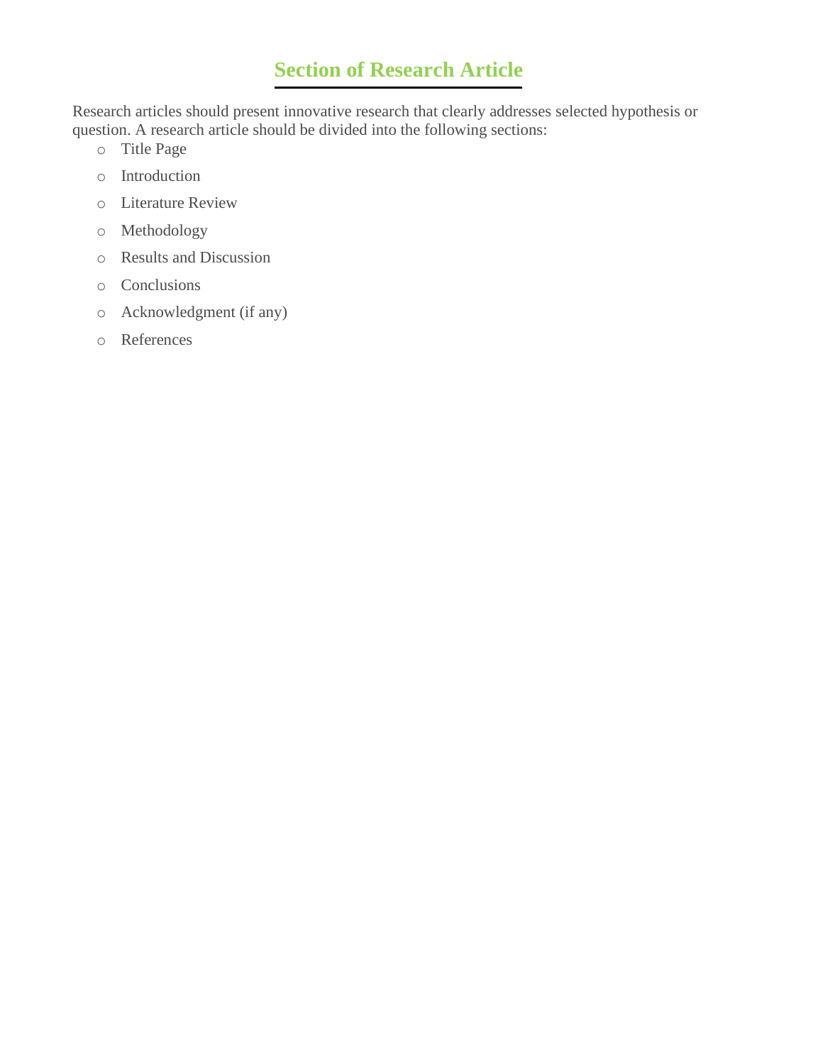# Section of Research Article

Research articles should present innovative research that clearly addresses selected hypothesis or question. A research article should be divided into the following sections:

- Title Page
- Introduction
- Literature Review
- Methodology
- Results and Discussion
- Conclusions
- Acknowledgment (if any)
- References